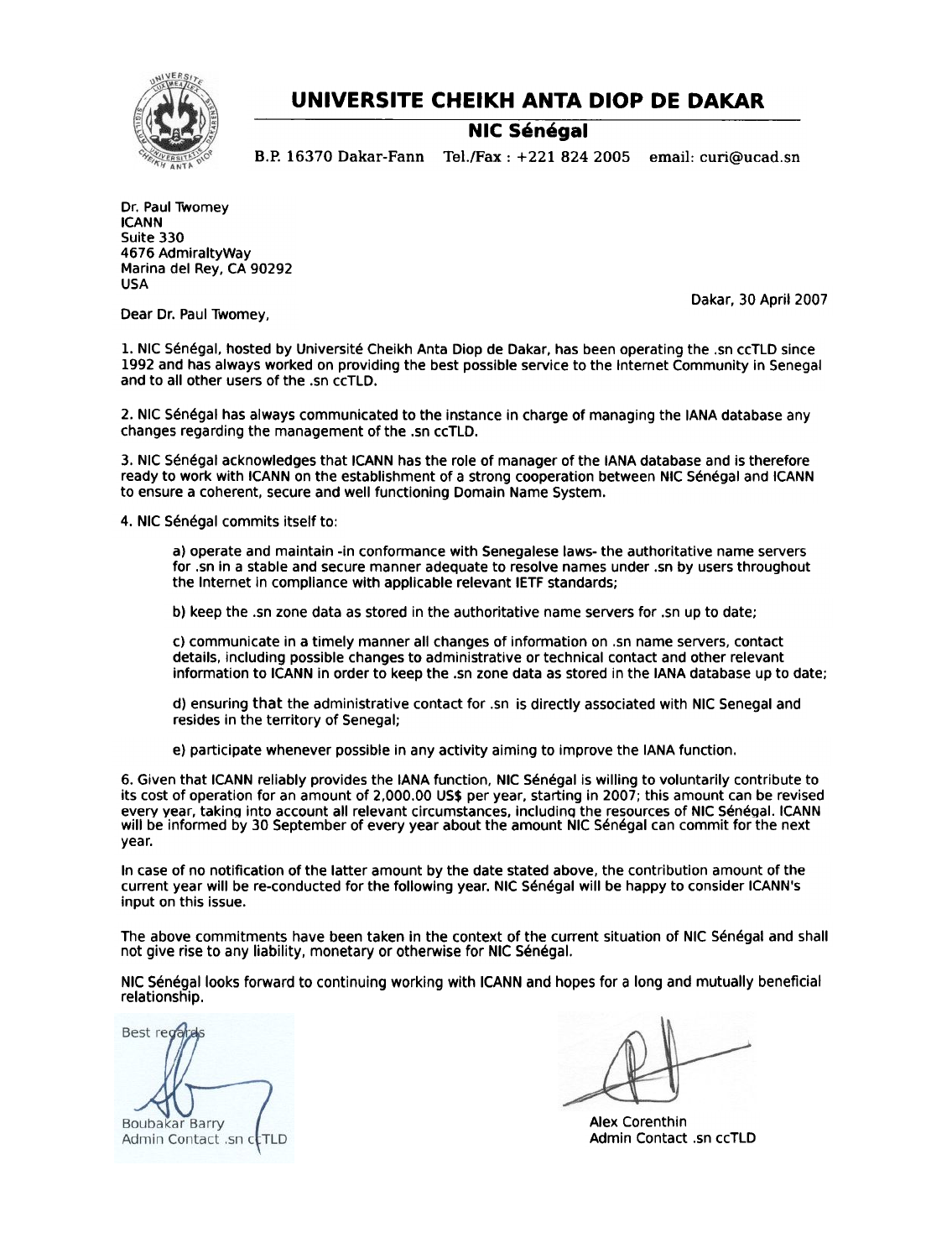# UNIVERSITE CHEIKH ANTA DIOP DE DAKAR

## NIC Sénégal

B.P. 16370 Dakar-Fann Tel./Fax : +221 824 2005 email: curi@ucad.sn

Dr. Paul Twomey
ICANN
Suite 330
4676 AdmiraltyWay
Marina del Rey, CA 90292
USA

Dakar, 30 April 2007

Dear Dr. Paul Twomey,

1. NIC Sénégal, hosted by Université Cheikh Anta Diop de Dakar, has been operating the .sn ccTLD since 1992 and has always worked on providing the best possible service to the Internet Community in Senegal and to all other users of the .sn ccTLD.

2. NIC Sénégal has always communicated to the instance in charge of managing the IANA database any changes regarding the management of the .sn ccTLD.

3. NIC Sénégal acknowledges that ICANN has the role of manager of the IANA database and is therefore ready to work with ICANN on the establishment of a strong cooperation between NIC Sénégal and ICANN to ensure a coherent, secure and well functioning Domain Name System.

4. NIC Sénégal commits itself to:

   a) operate and maintain -in conformance with Senegalese laws- the authoritative name servers for .sn in a stable and secure manner adequate to resolve names under .sn by users throughout the Internet in compliance with applicable relevant IETF standards;

   b) keep the .sn zone data as stored in the authoritative name servers for .sn up to date;

   c) communicate in a timely manner all changes of information on .sn name servers, contact details, including possible changes to administrative or technical contact and other relevant information to ICANN in order to keep the .sn zone data as stored in the IANA database up to date;

   d) ensuring that the administrative contact for .sn is directly associated with NIC Senegal and resides in the territory of Senegal;

   e) participate whenever possible in any activity aiming to improve the IANA function.

6. Given that ICANN reliably provides the IANA function, NIC Sénégal is willing to voluntarily contribute to its cost of operation for an amount of 2,000.00 US$ per year, starting in 2007; this amount can be revised every year, taking into account all relevant circumstances, including the resources of NIC Sénégal. ICANN will be informed by 30 September of every year about the amount NIC Sénégal can commit for the next year.

In case of no notification of the latter amount by the date stated above, the contribution amount of the current year will be re-conducted for the following year. NIC Sénégal will be happy to consider ICANN's input on this issue.

The above commitments have been taken in the context of the current situation of NIC Sénégal and shall not give rise to any liability, monetary or otherwise for NIC Sénégal.

NIC Sénégal looks forward to continuing working with ICANN and hopes for a long and mutually beneficial relationship.

Best regards

Boubakar Barry
Admin Contact .sn ccTLD

Alex Corenthin
Admin Contact .sn ccTLD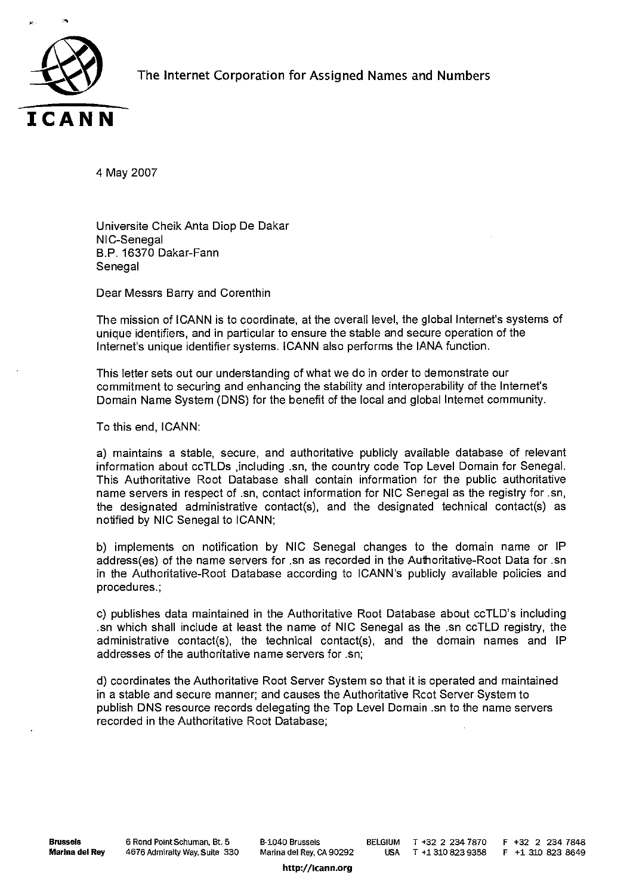The Internet Corporation for Assigned Names and Numbers

4 May 2007

Universite Cheik Anta Diop De Dakar
NIC-Senegal
B.P. 16370 Dakar-Fann
Senegal

Dear Messrs Barry and Corenthin

The mission of ICANN is to coordinate, at the overall level, the global Internet's systems of unique identifiers, and in particular to ensure the stable and secure operation of the Internet's unique identifier systems. ICANN also performs the IANA function.

This letter sets out our understanding of what we do in order to demonstrate our commitment to securing and enhancing the stability and interoperability of the Internet's Domain Name System (DNS) for the benefit of the local and global Internet community.

To this end, ICANN:

a) maintains a stable, secure, and authoritative publicly available database of relevant information about ccTLDs ,including .sn, the country code Top Level Domain for Senegal. This Authoritative Root Database shall contain information for the public authoritative name servers in respect of .sn, contact information for NIC Senegal as the registry for .sn, the designated administrative contact(s), and the designated technical contact(s) as notified by NIC Senegal to ICANN;

b) implements on notification by NIC Senegal changes to the domain name or IP address(es) of the name servers for .sn as recorded in the Authoritative-Root Data for .sn in the Authoritative-Root Database according to ICANN's publicly available policies and procedures.;

c) publishes data maintained in the Authoritative Root Database about ccTLD's including .sn which shall include at least the name of NIC Senegal as the .sn ccTLD registry, the administrative contact(s), the technical contact(s), and the domain names and IP addresses of the authoritative name servers for .sn;

d) coordinates the Authoritative Root Server System so that it is operated and maintained in a stable and secure manner; and causes the Authoritative Root Server System to publish DNS resource records delegating the Top Level Domain .sn to the name servers recorded in the Authoritative Root Database;

**Brussels** 6 Rond Point Schuman, Bt. 5 B-1040 Brussels BELGIUM T +32 2 234 7870 F +32 2 234 7848
**Marina del Rey** 4676 Admiralty Way, Suite 330 Marina del Rey, CA 90292 USA T +1 310 823 9358 F +1 310 823 8649

http://icann.org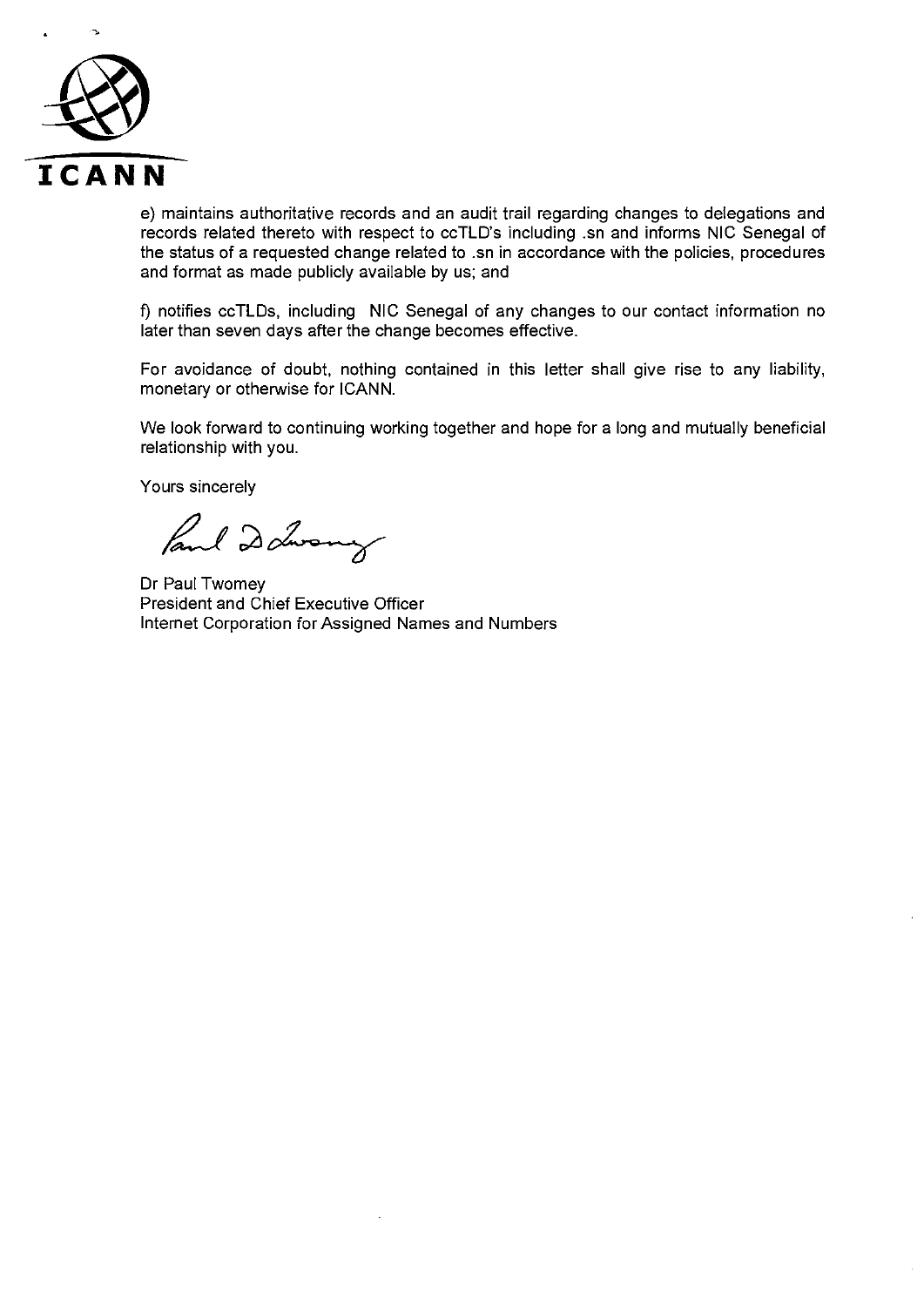ICANN

e) maintains authoritative records and an audit trail regarding changes to delegations and records related thereto with respect to ccTLD's including .sn and informs NIC Senegal of the status of a requested change related to .sn in accordance with the policies, procedures and format as made publicly available by us; and

f) notifies ccTLDs, including NIC Senegal of any changes to our contact information no later than seven days after the change becomes effective.

For avoidance of doubt, nothing contained in this letter shall give rise to any liability, monetary or otherwise for ICANN.

We look forward to continuing working together and hope for a long and mutually beneficial relationship with you.

Yours sincerely

Dr Paul Twomey
President and Chief Executive Officer
Internet Corporation for Assigned Names and Numbers